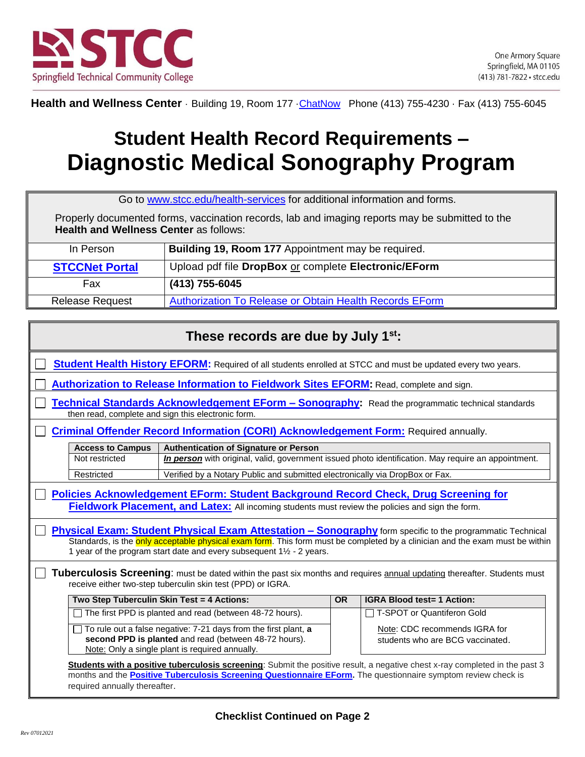STCC Springfield Technical Community College

One Armory Square
Springfield, MA 01105
(413) 781-7822 • stcc.edu

**Health and Wellness Center** · Building 19, Room 177 · ChatNow Phone (413) 755-4230 · Fax (413) 755-6045

# Student Health Record Requirements – Diagnostic Medical Sonography Program

Go to www.stcc.edu/health-services for additional information and forms.

Properly documented forms, vaccination records, lab and imaging reports may be submitted to the **Health and Wellness Center** as follows:

| | |
|---|---|
| In Person | **Building 19, Room 177** Appointment may be required. |
| **STCCNet Portal** | Upload pdf file **DropBox** or complete **Electronic/EForm** |
| Fax | **(413) 755-6045** |
| Release Request | Authorization To Release or Obtain Health Records EForm |

## These records are due by July 1st:

- ☐ **Student Health History EFORM:** Required of all students enrolled at STCC and must be updated every two years.
- ☐ **Authorization to Release Information to Fieldwork Sites EFORM:** Read, complete and sign.
- ☐ **Technical Standards Acknowledgement EForm – Sonography:** Read the programmatic technical standards then read, complete and sign this electronic form.
- ☐ **Criminal Offender Record Information (CORI) Acknowledgement Form:** Required annually.

| Access to Campus | Authentication of Signature or Person |
|---|---|
| Not restricted | ***In person*** with original, valid, government issued photo identification. May require an appointment. |
| Restricted | Verified by a Notary Public and submitted electronically via DropBox or Fax. |

- ☐ **Policies Acknowledgement EForm: Student Background Record Check, Drug Screening for Fieldwork Placement, and Latex:** All incoming students must review the policies and sign the form.
- ☐ **Physical Exam: Student Physical Exam Attestation – Sonography** form specific to the programmatic Technical Standards, is the only acceptable physical exam form. This form must be completed by a clinician and the exam must be within 1 year of the program start date and every subsequent 1½ - 2 years.
- ☐ **Tuberculosis Screening**: must be dated within the past six months and requires annual updating thereafter. Students must receive either two-step tuberculin skin test (PPD) or IGRA.

| Two Step Tuberculin Skin Test = 4 Actions: | OR | IGRA Blood test= 1 Action: |
|---|---|---|
| ☐ The first PPD is planted and read (between 48-72 hours). | | ☐ T-SPOT or Quantiferon Gold |
| ☐ To rule out a false negative: 7-21 days from the first plant, **a second PPD is planted** and read (between 48-72 hours). Note: Only a single plant is required annually. | | Note: CDC recommends IGRA for students who are BCG vaccinated. |

**Students with a positive tuberculosis screening**: Submit the positive result, a negative chest x-ray completed in the past 3 months and the **Positive Tuberculosis Screening Questionnaire EForm.** The questionnaire symptom review check is required annually thereafter.

**Checklist Continued on Page 2**

Rev 07012021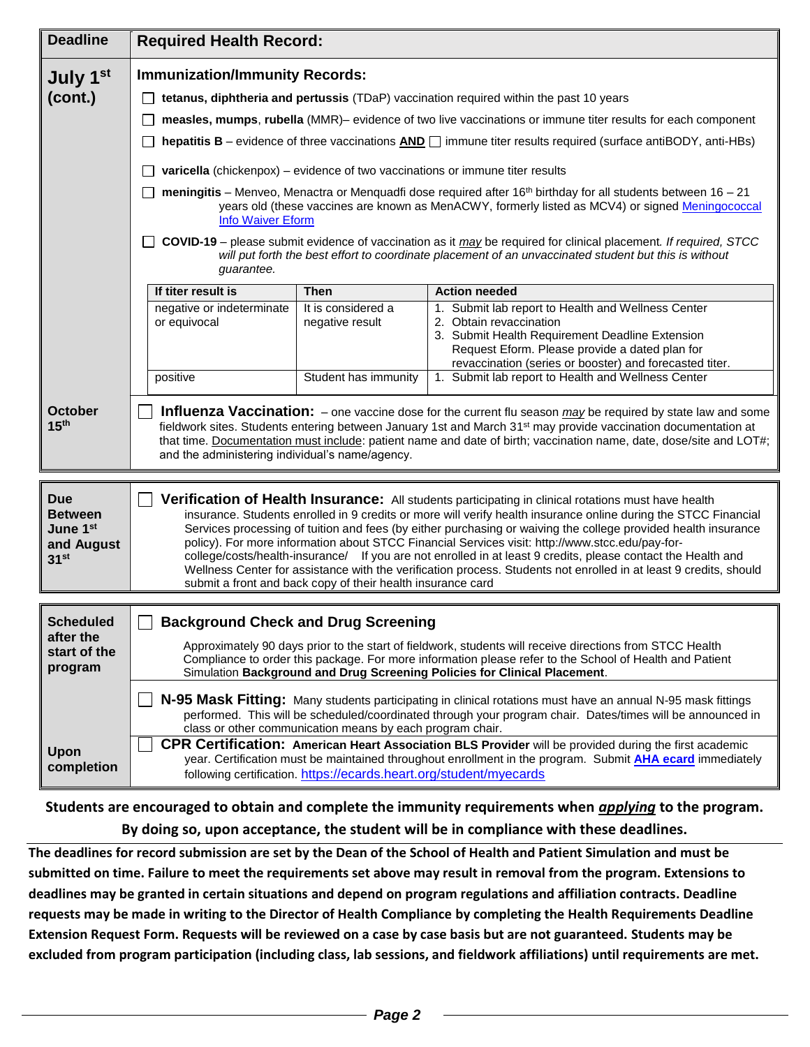| Deadline | Required Health Record: |
|---|---|
| **July 1st (cont.)** | **Immunization/Immunity Records:**<br>☐ **tetanus, diphtheria and pertussis** (TDaP) vaccination required within the past 10 years<br>☐ **measles, mumps**, **rubella** (MMR)– evidence of two live vaccinations or immune titer results for each component<br>☐ **hepatitis B** – evidence of three vaccinations **AND** ☐ immune titer results required (surface antiBODY, anti-HBs)<br>☐ **varicella** (chickenpox) – evidence of two vaccinations or immune titer results<br>☐ **meningitis** – Menveo, Menactra or Menquadfi dose required after 16th birthday for all students between 16 – 21 years old (these vaccines are known as MenACWY, formerly listed as MCV4) or signed Meningococcal Info Waiver Eform<br>☐ **COVID-19** – please submit evidence of vaccination as it *may* be required for clinical placement. *If required, STCC will put forth the best effort to coordinate placement of an unvaccinated student but this is without guarantee.* |

| If titer result is | Then | Action needed |
|---|---|---|
| negative or indeterminate or equivocal | It is considered a negative result | 1. Submit lab report to Health and Wellness Center<br>2. Obtain revaccination<br>3. Submit Health Requirement Deadline Extension Request Eform. Please provide a dated plan for revaccination (series or booster) and forecasted titer. |
| positive | Student has immunity | 1. Submit lab report to Health and Wellness Center |

| | |
|---|---|
| **October 15th** | ☐ **Influenza Vaccination:** – one vaccine dose for the current flu season *may* be required by state law and some fieldwork sites. Students entering between January 1st and March 31st may provide vaccination documentation at that time. Documentation must include: patient name and date of birth; vaccination name, date, dose/site and LOT#; and the administering individual's name/agency. |

| | |
|---|---|
| **Due Between June 1st and August 31st** | ☐ **Verification of Health Insurance:** All students participating in clinical rotations must have health insurance. Students enrolled in 9 credits or more will verify health insurance online during the STCC Financial Services processing of tuition and fees (by either purchasing or waiving the college provided health insurance policy). For more information about STCC Financial Services visit: http://www.stcc.edu/pay-for-college/costs/health-insurance/ If you are not enrolled in at least 9 credits, please contact the Health and Wellness Center for assistance with the verification process. Students not enrolled in at least 9 credits, should submit a front and back copy of their health insurance card |

| | |
|---|---|
| **Scheduled after the start of the program** | ☐ **Background Check and Drug Screening**<br>Approximately 90 days prior to the start of fieldwork, students will receive directions from STCC Health Compliance to order this package. For more information please refer to the School of Health and Patient Simulation **Background and Drug Screening Policies for Clinical Placement**. |
| | ☐ **N-95 Mask Fitting:** Many students participating in clinical rotations must have an annual N-95 mask fittings performed. This will be scheduled/coordinated through your program chair. Dates/times will be announced in class or other communication means by each program chair. |
| **Upon completion** | ☐ **CPR Certification:** **American Heart Association BLS Provider** will be provided during the first academic year. Certification must be maintained throughout enrollment in the program. Submit **AHA ecard** immediately following certification. https://ecards.heart.org/student/myecards |

**Students are encouraged to obtain and complete the immunity requirements when *applying* to the program. By doing so, upon acceptance, the student will be in compliance with these deadlines.**

**The deadlines for record submission are set by the Dean of the School of Health and Patient Simulation and must be submitted on time. Failure to meet the requirements set above may result in removal from the program. Extensions to deadlines may be granted in certain situations and depend on program regulations and affiliation contracts. Deadline requests may be made in writing to the Director of Health Compliance by completing the Health Requirements Deadline Extension Request Form. Requests will be reviewed on a case by case basis but are not guaranteed. Students may be excluded from program participation (including class, lab sessions, and fieldwork affiliations) until requirements are met.**